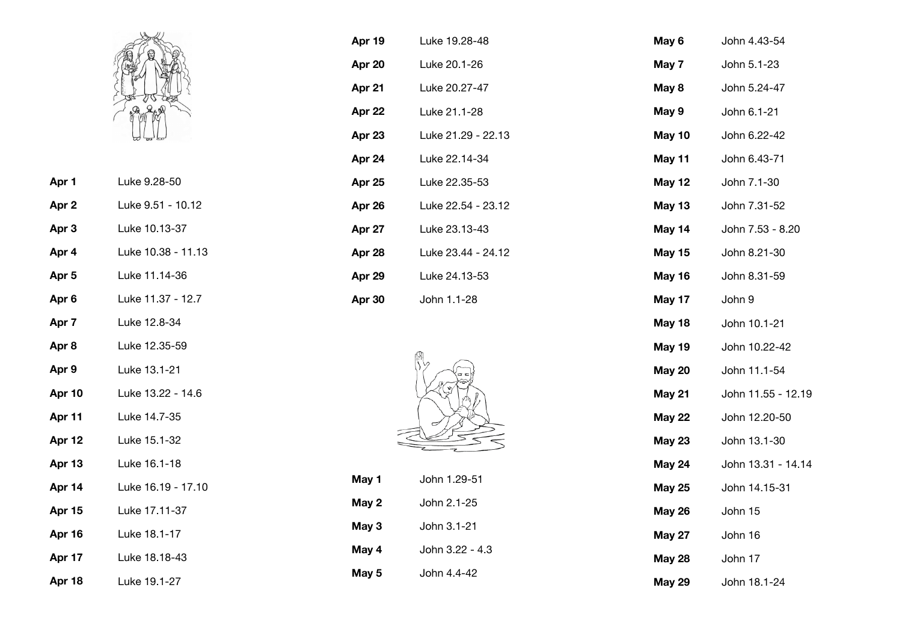| | |
|---|---|
| **Apr 1** | Luke 9.28-50 |
| **Apr 2** | Luke 9.51 - 10.12 |
| **Apr 3** | Luke 10.13-37 |
| **Apr 4** | Luke 10.38 - 11.13 |
| **Apr 5** | Luke 11.14-36 |
| **Apr 6** | Luke 11.37 - 12.7 |
| **Apr 7** | Luke 12.8-34 |
| **Apr 8** | Luke 12.35-59 |
| **Apr 9** | Luke 13.1-21 |
| **Apr 10** | Luke 13.22 - 14.6 |
| **Apr 11** | Luke 14.7-35 |
| **Apr 12** | Luke 15.1-32 |
| **Apr 13** | Luke 16.1-18 |
| **Apr 14** | Luke 16.19 - 17.10 |
| **Apr 15** | Luke 17.11-37 |
| **Apr 16** | Luke 18.1-17 |
| **Apr 17** | Luke 18.18-43 |
| **Apr 18** | Luke 19.1-27 |
| **Apr 19** | Luke 19.28-48 |
| **Apr 20** | Luke 20.1-26 |
| **Apr 21** | Luke 20.27-47 |
| **Apr 22** | Luke 21.1-28 |
| **Apr 23** | Luke 21.29 - 22.13 |
| **Apr 24** | Luke 22.14-34 |
| **Apr 25** | Luke 22.35-53 |
| **Apr 26** | Luke 22.54 - 23.12 |
| **Apr 27** | Luke 23.13-43 |
| **Apr 28** | Luke 23.44 - 24.12 |
| **Apr 29** | Luke 24.13-53 |
| **Apr 30** | John 1.1-28 |

| | |
|---|---|
| **May 1** | John 1.29-51 |
| **May 2** | John 2.1-25 |
| **May 3** | John 3.1-21 |
| **May 4** | John 3.22 - 4.3 |
| **May 5** | John 4.4-42 |
| **May 6** | John 4.43-54 |
| **May 7** | John 5.1-23 |
| **May 8** | John 5.24-47 |
| **May 9** | John 6.1-21 |
| **May 10** | John 6.22-42 |
| **May 11** | John 6.43-71 |
| **May 12** | John 7.1-30 |
| **May 13** | John 7.31-52 |
| **May 14** | John 7.53 - 8.20 |
| **May 15** | John 8.21-30 |
| **May 16** | John 8.31-59 |
| **May 17** | John 9 |
| **May 18** | John 10.1-21 |
| **May 19** | John 10.22-42 |
| **May 20** | John 11.1-54 |
| **May 21** | John 11.55 - 12.19 |
| **May 22** | John 12.20-50 |
| **May 23** | John 13.1-30 |
| **May 24** | John 13.31 - 14.14 |
| **May 25** | John 14.15-31 |
| **May 26** | John 15 |
| **May 27** | John 16 |
| **May 28** | John 17 |
| **May 29** | John 18.1-24 |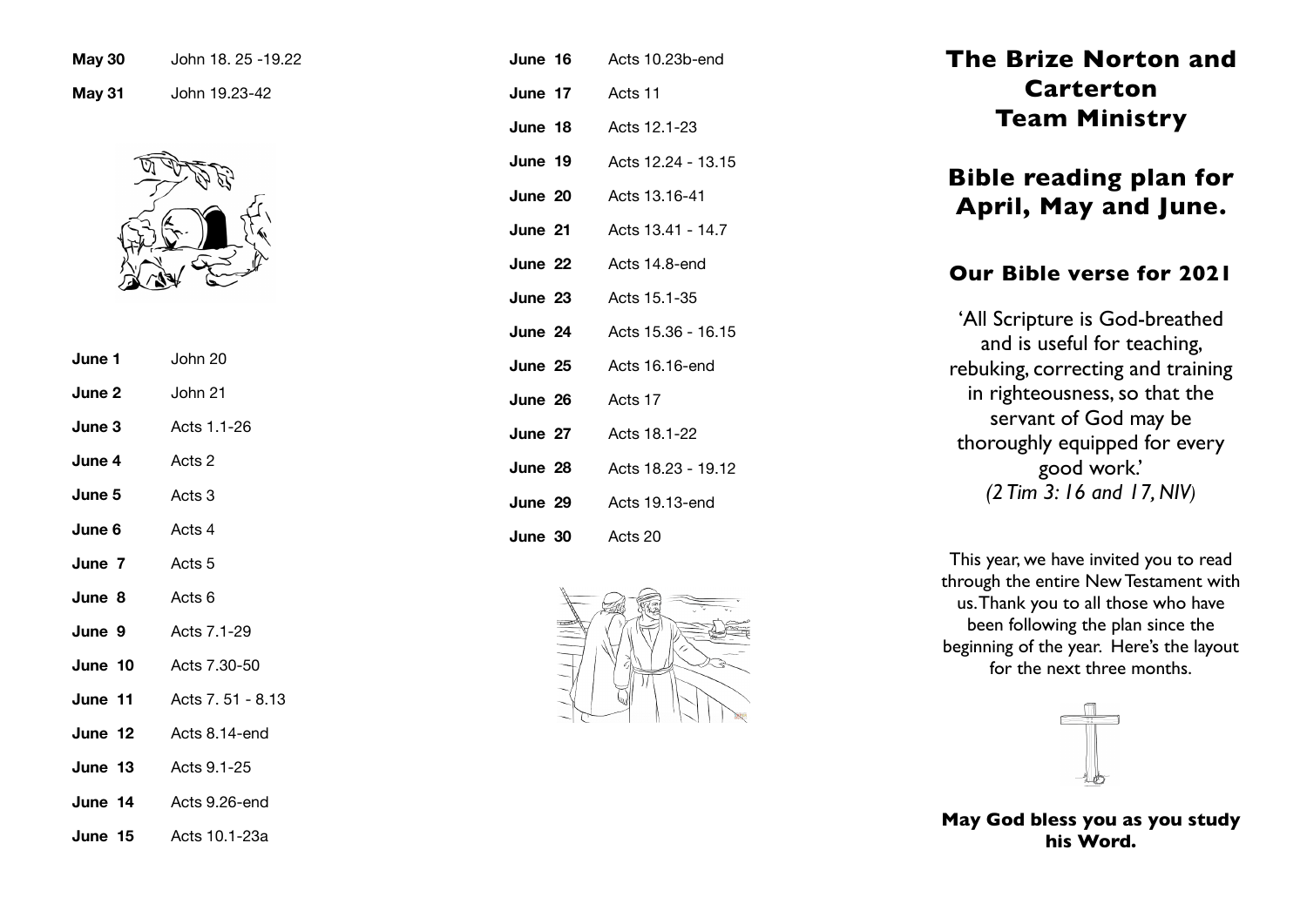| | |
|---|---|
| **May 30** | John 18. 25 -19.22 |
| **May 31** | John 19.23-42 |

| | |
|---|---|
| **June 1** | John 20 |
| **June 2** | John 21 |
| **June 3** | Acts 1.1-26 |
| **June 4** | Acts 2 |
| **June 5** | Acts 3 |
| **June 6** | Acts 4 |
| **June 7** | Acts 5 |
| **June 8** | Acts 6 |
| **June 9** | Acts 7.1-29 |
| **June 10** | Acts 7.30-50 |
| **June 11** | Acts 7. 51 - 8.13 |
| **June 12** | Acts 8.14-end |
| **June 13** | Acts 9.1-25 |
| **June 14** | Acts 9.26-end |
| **June 15** | Acts 10.1-23a |
| **June 16** | Acts 10.23b-end |
| **June 17** | Acts 11 |
| **June 18** | Acts 12.1-23 |
| **June 19** | Acts 12.24 - 13.15 |
| **June 20** | Acts 13.16-41 |
| **June 21** | Acts 13.41 - 14.7 |
| **June 22** | Acts 14.8-end |
| **June 23** | Acts 15.1-35 |
| **June 24** | Acts 15.36 - 16.15 |
| **June 25** | Acts 16.16-end |
| **June 26** | Acts 17 |
| **June 27** | Acts 18.1-22 |
| **June 28** | Acts 18.23 - 19.12 |
| **June 29** | Acts 19.13-end |
| **June 30** | Acts 20 |

# The Brize Norton and Carterton Team Ministry

## Bible reading plan for April, May and June.

### Our Bible verse for 2021

'All Scripture is God-breathed and is useful for teaching, rebuking, correcting and training in righteousness, so that the servant of God may be thoroughly equipped for every good work.'
*(2 Tim 3: 16 and 17, NIV)*

This year, we have invited you to read through the entire New Testament with us. Thank you to all those who have been following the plan since the beginning of the year. Here's the layout for the next three months.

**May God bless you as you study his Word.**